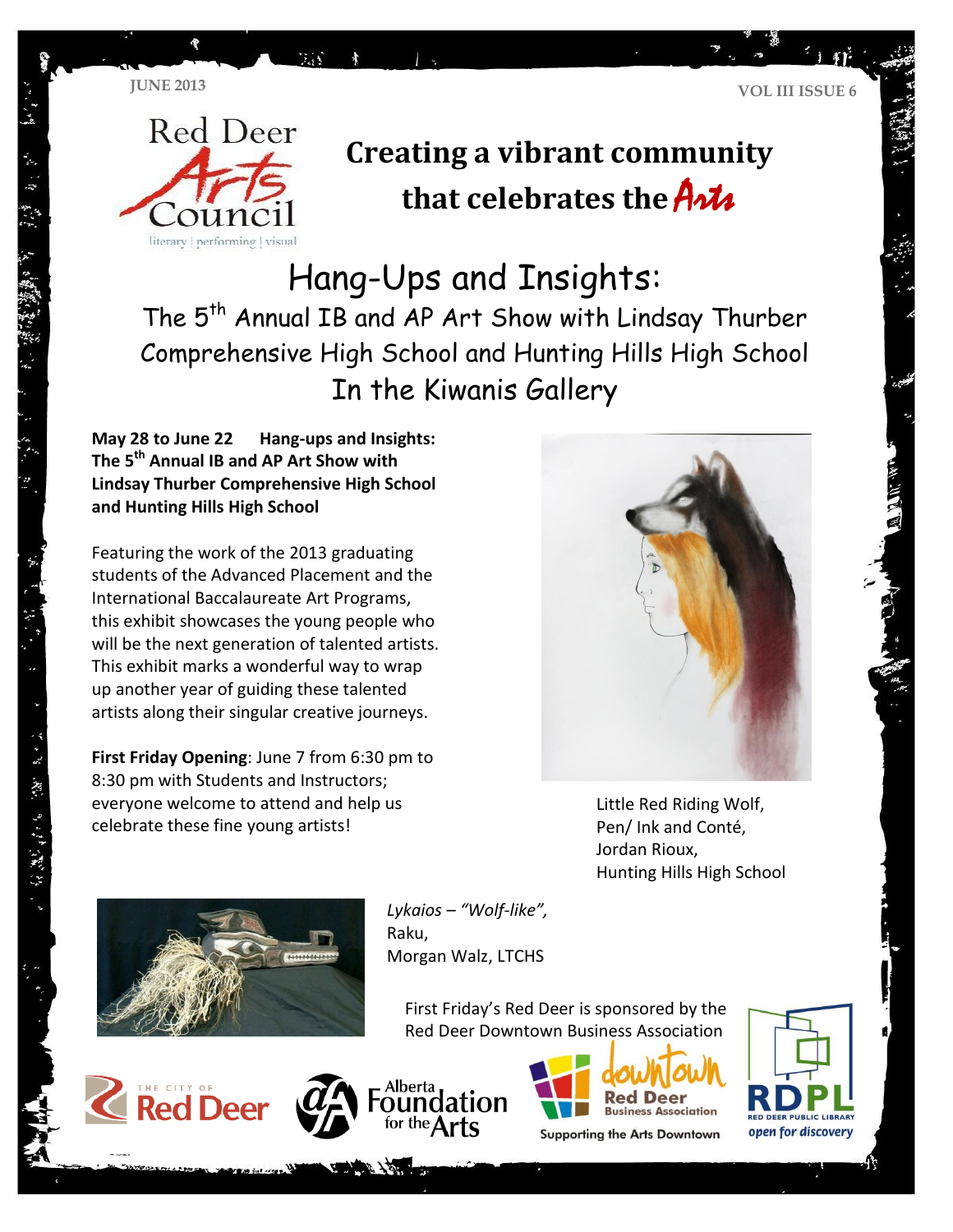JUNE 2013

VOL III ISSUE 6

Red Deer Arts Council
literary | performing | visual

## Creating a vibrant community that celebrates the Arts

# Hang-Ups and Insights:

## The 5th Annual IB and AP Art Show with Lindsay Thurber Comprehensive High School and Hunting Hills High School In the Kiwanis Gallery

**May 28 to June 22 Hang-ups and Insights: The 5th Annual IB and AP Art Show with Lindsay Thurber Comprehensive High School and Hunting Hills High School**

Featuring the work of the 2013 graduating students of the Advanced Placement and the International Baccalaureate Art Programs, this exhibit showcases the young people who will be the next generation of talented artists. This exhibit marks a wonderful way to wrap up another year of guiding these talented artists along their singular creative journeys.

**First Friday Opening**: June 7 from 6:30 pm to 8:30 pm with Students and Instructors; everyone welcome to attend and help us celebrate these fine young artists!

Little Red Riding Wolf,
Pen/ Ink and Conté,
Jordan Rioux,
Hunting Hills High School

*Lykaios – "Wolf-like",*
Raku,
Morgan Walz, LTCHS

First Friday's Red Deer is sponsored by the Red Deer Downtown Business Association

The City of Red Deer | Alberta Foundation for the Arts | Downtown Red Deer Business Association – Supporting the Arts Downtown | RDPL Red Deer Public Library – open for discovery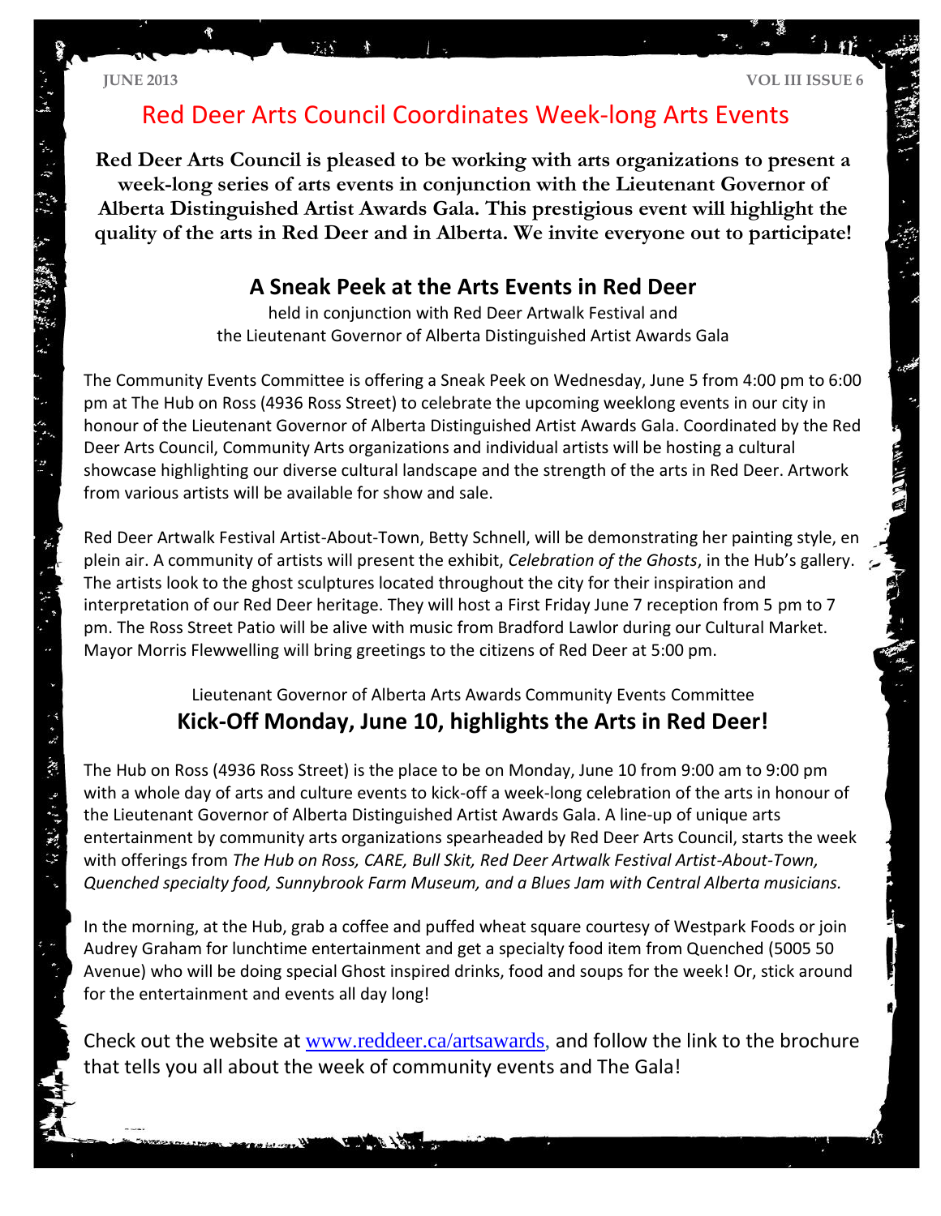# Red Deer Arts Council Coordinates Week-long Arts Events

**Red Deer Arts Council is pleased to be working with arts organizations to present a week-long series of arts events in conjunction with the Lieutenant Governor of Alberta Distinguished Artist Awards Gala. This prestigious event will highlight the quality of the arts in Red Deer and in Alberta. We invite everyone out to participate!**

## A Sneak Peek at the Arts Events in Red Deer

held in conjunction with Red Deer Artwalk Festival and the Lieutenant Governor of Alberta Distinguished Artist Awards Gala

The Community Events Committee is offering a Sneak Peek on Wednesday, June 5 from 4:00 pm to 6:00 pm at The Hub on Ross (4936 Ross Street) to celebrate the upcoming weeklong events in our city in honour of the Lieutenant Governor of Alberta Distinguished Artist Awards Gala. Coordinated by the Red Deer Arts Council, Community Arts organizations and individual artists will be hosting a cultural showcase highlighting our diverse cultural landscape and the strength of the arts in Red Deer. Artwork from various artists will be available for show and sale.

Red Deer Artwalk Festival Artist-About-Town, Betty Schnell, will be demonstrating her painting style, en plein air. A community of artists will present the exhibit, *Celebration of the Ghosts*, in the Hub's gallery. The artists look to the ghost sculptures located throughout the city for their inspiration and interpretation of our Red Deer heritage. They will host a First Friday June 7 reception from 5 pm to 7 pm. The Ross Street Patio will be alive with music from Bradford Lawlor during our Cultural Market. Mayor Morris Flewwelling will bring greetings to the citizens of Red Deer at 5:00 pm.

Lieutenant Governor of Alberta Arts Awards Community Events Committee

## Kick-Off Monday, June 10, highlights the Arts in Red Deer!

The Hub on Ross (4936 Ross Street) is the place to be on Monday, June 10 from 9:00 am to 9:00 pm with a whole day of arts and culture events to kick-off a week-long celebration of the arts in honour of the Lieutenant Governor of Alberta Distinguished Artist Awards Gala. A line-up of unique arts entertainment by community arts organizations spearheaded by Red Deer Arts Council, starts the week with offerings from *The Hub on Ross, CARE, Bull Skit, Red Deer Artwalk Festival Artist-About-Town, Quenched specialty food, Sunnybrook Farm Museum, and a Blues Jam with Central Alberta musicians.*

In the morning, at the Hub, grab a coffee and puffed wheat square courtesy of Westpark Foods or join Audrey Graham for lunchtime entertainment and get a specialty food item from Quenched (5005 50 Avenue) who will be doing special Ghost inspired drinks, food and soups for the week! Or, stick around for the entertainment and events all day long!

Check out the website at www.reddeer.ca/artsawards, and follow the link to the brochure that tells you all about the week of community events and The Gala!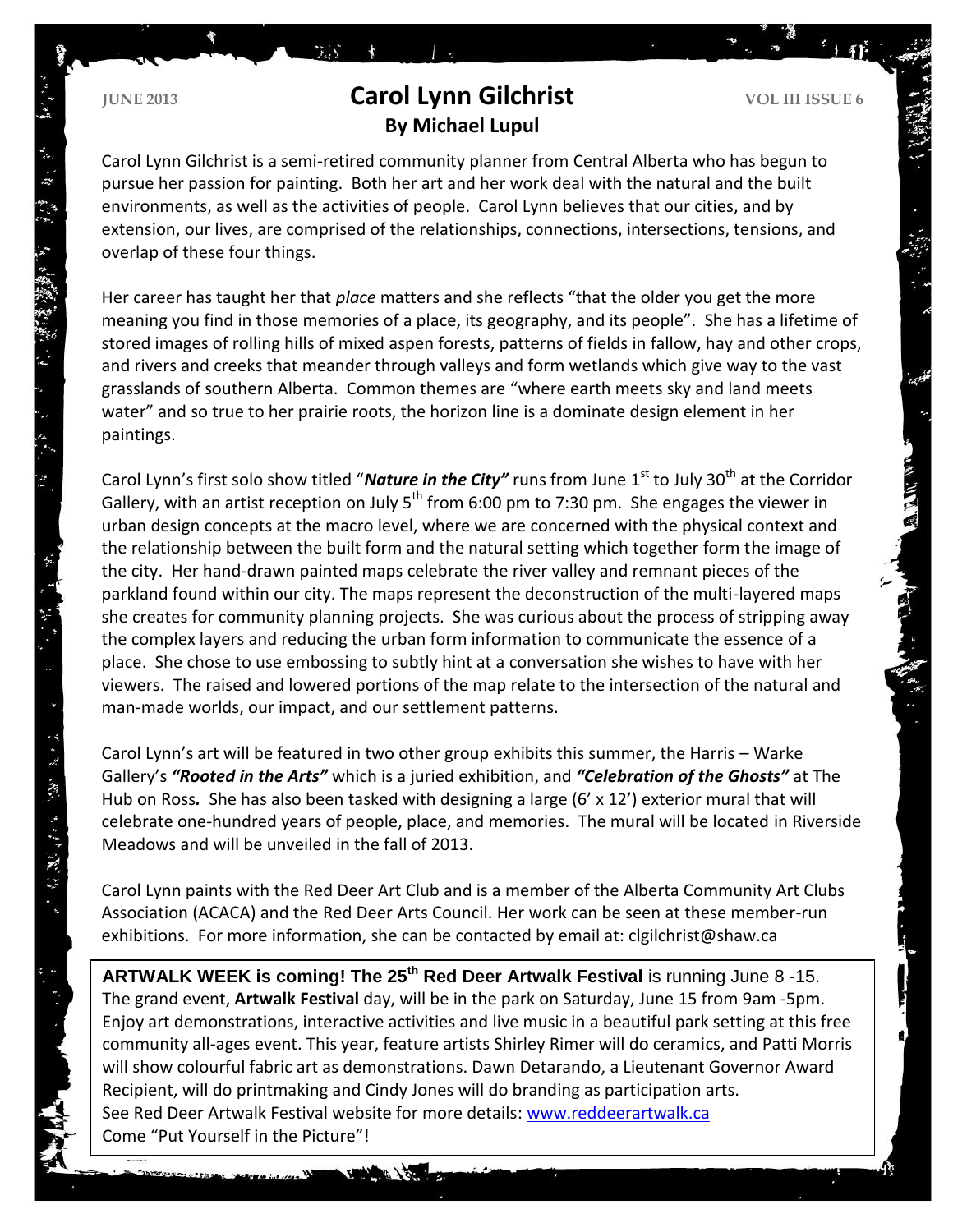# Carol Lynn Gilchrist

**By Michael Lupul**

Carol Lynn Gilchrist is a semi-retired community planner from Central Alberta who has begun to pursue her passion for painting. Both her art and her work deal with the natural and the built environments, as well as the activities of people. Carol Lynn believes that our cities, and by extension, our lives, are comprised of the relationships, connections, intersections, tensions, and overlap of these four things.

Her career has taught her that *place* matters and she reflects "that the older you get the more meaning you find in those memories of a place, its geography, and its people". She has a lifetime of stored images of rolling hills of mixed aspen forests, patterns of fields in fallow, hay and other crops, and rivers and creeks that meander through valleys and form wetlands which give way to the vast grasslands of southern Alberta. Common themes are "where earth meets sky and land meets water" and so true to her prairie roots, the horizon line is a dominate design element in her paintings.

Carol Lynn's first solo show titled "***Nature in the City"*** runs from June 1st to July 30th at the Corridor Gallery, with an artist reception on July 5th from 6:00 pm to 7:30 pm. She engages the viewer in urban design concepts at the macro level, where we are concerned with the physical context and the relationship between the built form and the natural setting which together form the image of the city. Her hand-drawn painted maps celebrate the river valley and remnant pieces of the parkland found within our city. The maps represent the deconstruction of the multi-layered maps she creates for community planning projects. She was curious about the process of stripping away the complex layers and reducing the urban form information to communicate the essence of a place. She chose to use embossing to subtly hint at a conversation she wishes to have with her viewers. The raised and lowered portions of the map relate to the intersection of the natural and man-made worlds, our impact, and our settlement patterns.

Carol Lynn's art will be featured in two other group exhibits this summer, the Harris – Warke Gallery's ***"Rooted in the Arts"*** which is a juried exhibition, and ***"Celebration of the Ghosts"*** at The Hub on Ross***.*** She has also been tasked with designing a large (6' x 12') exterior mural that will celebrate one-hundred years of people, place, and memories. The mural will be located in Riverside Meadows and will be unveiled in the fall of 2013.

Carol Lynn paints with the Red Deer Art Club and is a member of the Alberta Community Art Clubs Association (ACACA) and the Red Deer Arts Council. Her work can be seen at these member-run exhibitions. For more information, she can be contacted by email at: clgilchrist@shaw.ca

**ARTWALK WEEK is coming! The 25th Red Deer Artwalk Festival** is running June 8 -15. The grand event, **Artwalk Festival** day, will be in the park on Saturday, June 15 from 9am -5pm. Enjoy art demonstrations, interactive activities and live music in a beautiful park setting at this free community all-ages event. This year, feature artists Shirley Rimer will do ceramics, and Patti Morris will show colourful fabric art as demonstrations. Dawn Detarando, a Lieutenant Governor Award Recipient, will do printmaking and Cindy Jones will do branding as participation arts. See Red Deer Artwalk Festival website for more details: [www.reddeerartwalk.ca](www.reddeerartwalk.ca)
Come "Put Yourself in the Picture"!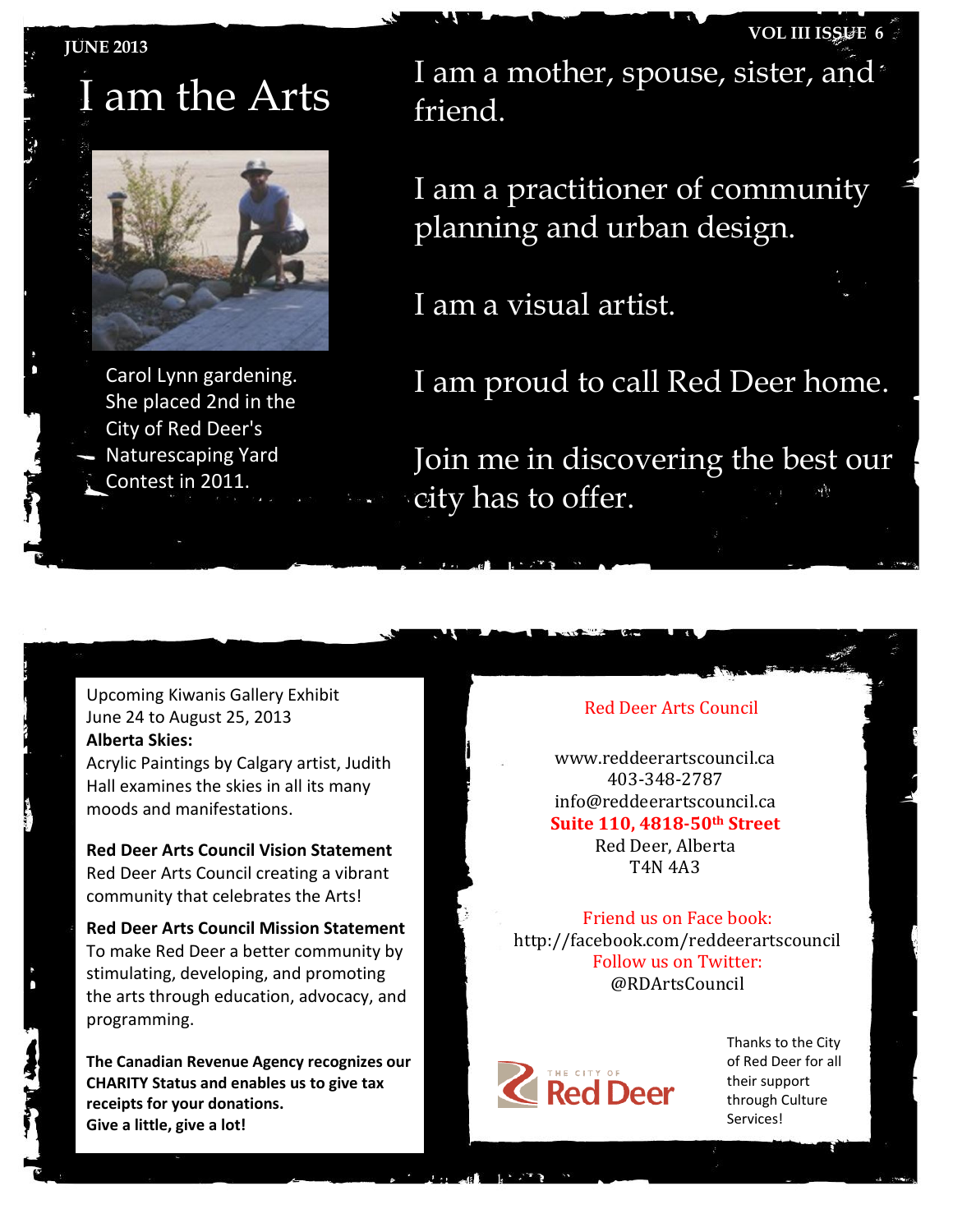# I am the Arts

Carol Lynn gardening. She placed 2nd in the City of Red Deer's Naturescaping Yard Contest in 2011.

I am a mother, spouse, sister, and friend.

I am a practitioner of community planning and urban design.

I am a visual artist.

I am proud to call Red Deer home.

Join me in discovering the best our city has to offer.

Upcoming Kiwanis Gallery Exhibit
June 24 to August 25, 2013
**Alberta Skies:**
Acrylic Paintings by Calgary artist, Judith Hall examines the skies in all its many moods and manifestations.

**Red Deer Arts Council Vision Statement**
Red Deer Arts Council creating a vibrant community that celebrates the Arts!

**Red Deer Arts Council Mission Statement**
To make Red Deer a better community by stimulating, developing, and promoting the arts through education, advocacy, and programming.

**The Canadian Revenue Agency recognizes our CHARITY Status and enables us to give tax receipts for your donations.**
**Give a little, give a lot!**

Red Deer Arts Council

www.reddeerartscouncil.ca
403-348-2787
info@reddeerartscouncil.ca
**Suite 110, 4818-50th Street**
Red Deer, Alberta
T4N 4A3

Friend us on Face book:
http://facebook.com/reddeerartscouncil
Follow us on Twitter:
@RDArtsCouncil

THE CITY OF Red Deer

Thanks to the City of Red Deer for all their support through Culture Services!